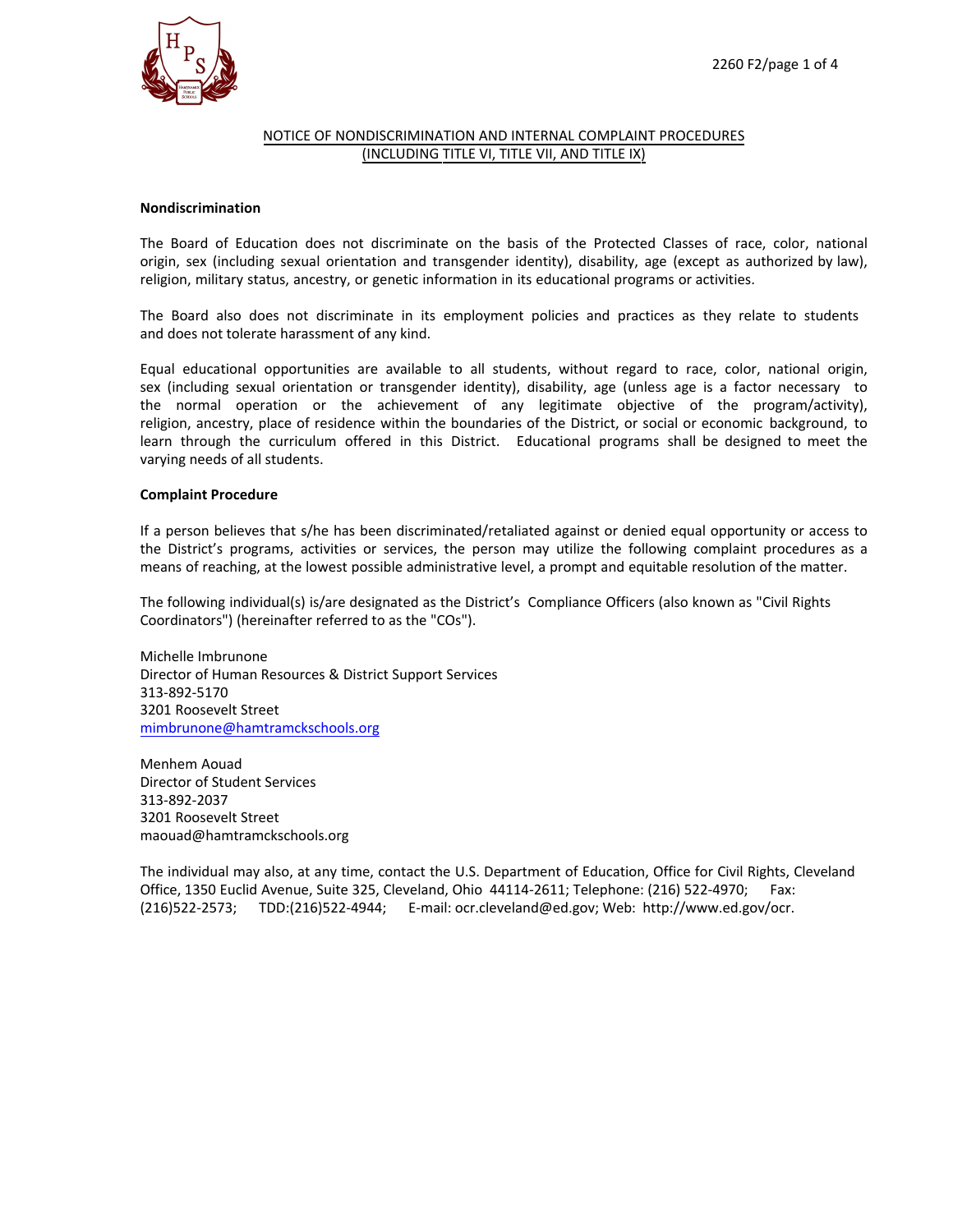# NOTICE OF NONDISCRIMINATION AND INTERNAL COMPLAINT PROCEDURES (INCLUDING TITLE VI, TITLE VII, AND TITLE IX)

## Nondiscrimination

The Board of Education does not discriminate on the basis of the Protected Classes of race, color, national origin, sex (including sexual orientation and transgender identity), disability, age (except as authorized by law), religion, military status, ancestry, or genetic information in its educational programs or activities.

The Board also does not discriminate in its employment policies and practices as they relate to students and does not tolerate harassment of any kind.

Equal educational opportunities are available to all students, without regard to race, color, national origin, sex (including sexual orientation or transgender identity), disability, age (unless age is a factor necessary to the normal operation or the achievement of any legitimate objective of the program/activity), religion, ancestry, place of residence within the boundaries of the District, or social or economic background, to learn through the curriculum offered in this District. Educational programs shall be designed to meet the varying needs of all students.

## Complaint Procedure

If a person believes that s/he has been discriminated/retaliated against or denied equal opportunity or access to the District's programs, activities or services, the person may utilize the following complaint procedures as a means of reaching, at the lowest possible administrative level, a prompt and equitable resolution of the matter.

The following individual(s) is/are designated as the District's Compliance Officers (also known as "Civil Rights Coordinators") (hereinafter referred to as the "COs").

Michelle Imbrunone
Director of Human Resources & District Support Services
313-892-5170
3201 Roosevelt Street
mimbrunone@hamtramckschools.org

Menhem Aouad
Director of Student Services
313-892-2037
3201 Roosevelt Street
maouad@hamtramckschools.org

The individual may also, at any time, contact the U.S. Department of Education, Office for Civil Rights, Cleveland Office, 1350 Euclid Avenue, Suite 325, Cleveland, Ohio 44114-2611; Telephone: (216) 522-4970; Fax: (216)522-2573; TDD:(216)522-4944; E-mail: ocr.cleveland@ed.gov; Web: http://www.ed.gov/ocr.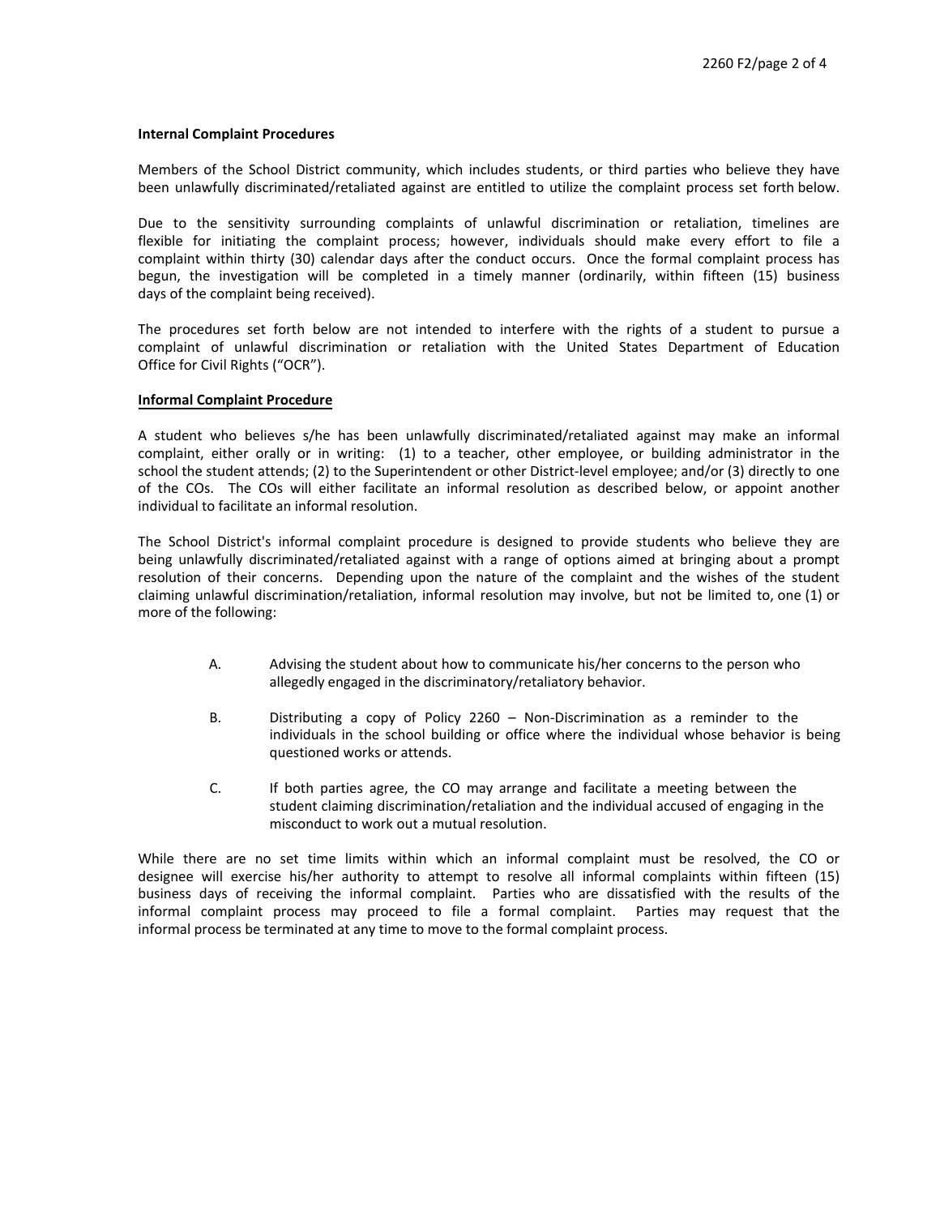**Internal Complaint Procedures**

Members of the School District community, which includes students, or third parties who believe they have been unlawfully discriminated/retaliated against are entitled to utilize the complaint process set forth below.

Due to the sensitivity surrounding complaints of unlawful discrimination or retaliation, timelines are flexible for initiating the complaint process; however, individuals should make every effort to file a complaint within thirty (30) calendar days after the conduct occurs. Once the formal complaint process has begun, the investigation will be completed in a timely manner (ordinarily, within fifteen (15) business days of the complaint being received).

The procedures set forth below are not intended to interfere with the rights of a student to pursue a complaint of unlawful discrimination or retaliation with the United States Department of Education Office for Civil Rights ("OCR").

**Informal Complaint Procedure**

A student who believes s/he has been unlawfully discriminated/retaliated against may make an informal complaint, either orally or in writing: (1) to a teacher, other employee, or building administrator in the school the student attends; (2) to the Superintendent or other District-level employee; and/or (3) directly to one of the COs. The COs will either facilitate an informal resolution as described below, or appoint another individual to facilitate an informal resolution.

The School District's informal complaint procedure is designed to provide students who believe they are being unlawfully discriminated/retaliated against with a range of options aimed at bringing about a prompt resolution of their concerns. Depending upon the nature of the complaint and the wishes of the student claiming unlawful discrimination/retaliation, informal resolution may involve, but not be limited to, one (1) or more of the following:

A. Advising the student about how to communicate his/her concerns to the person who allegedly engaged in the discriminatory/retaliatory behavior.

B. Distributing a copy of Policy 2260 – Non-Discrimination as a reminder to the individuals in the school building or office where the individual whose behavior is being questioned works or attends.

C. If both parties agree, the CO may arrange and facilitate a meeting between the student claiming discrimination/retaliation and the individual accused of engaging in the misconduct to work out a mutual resolution.

While there are no set time limits within which an informal complaint must be resolved, the CO or designee will exercise his/her authority to attempt to resolve all informal complaints within fifteen (15) business days of receiving the informal complaint. Parties who are dissatisfied with the results of the informal complaint process may proceed to file a formal complaint. Parties may request that the informal process be terminated at any time to move to the formal complaint process.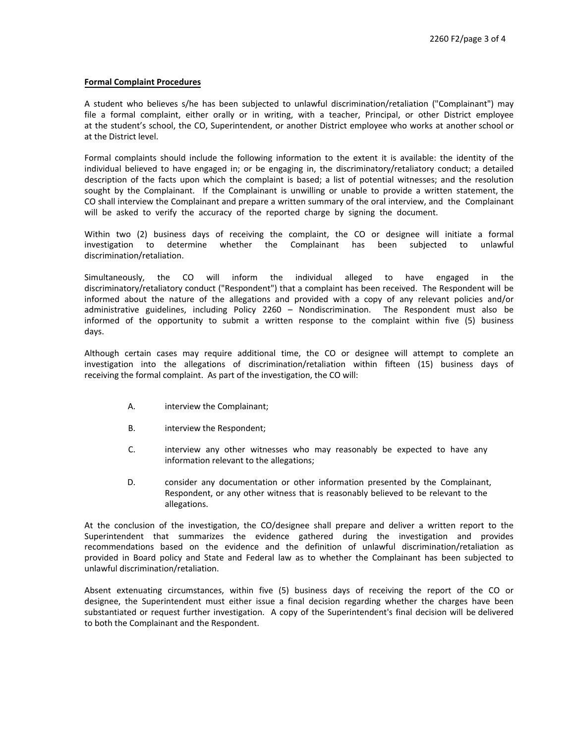**Formal Complaint Procedures**

A student who believes s/he has been subjected to unlawful discrimination/retaliation ("Complainant") may file a formal complaint, either orally or in writing, with a teacher, Principal, or other District employee at the student's school, the CO, Superintendent, or another District employee who works at another school or at the District level.

Formal complaints should include the following information to the extent it is available: the identity of the individual believed to have engaged in; or be engaging in, the discriminatory/retaliatory conduct; a detailed description of the facts upon which the complaint is based; a list of potential witnesses; and the resolution sought by the Complainant. If the Complainant is unwilling or unable to provide a written statement, the CO shall interview the Complainant and prepare a written summary of the oral interview, and the Complainant will be asked to verify the accuracy of the reported charge by signing the document.

Within two (2) business days of receiving the complaint, the CO or designee will initiate a formal investigation to determine whether the Complainant has been subjected to unlawful discrimination/retaliation.

Simultaneously, the CO will inform the individual alleged to have engaged in the discriminatory/retaliatory conduct ("Respondent") that a complaint has been received. The Respondent will be informed about the nature of the allegations and provided with a copy of any relevant policies and/or administrative guidelines, including Policy 2260 – Nondiscrimination. The Respondent must also be informed of the opportunity to submit a written response to the complaint within five (5) business days.

Although certain cases may require additional time, the CO or designee will attempt to complete an investigation into the allegations of discrimination/retaliation within fifteen (15) business days of receiving the formal complaint. As part of the investigation, the CO will:

A. interview the Complainant;

B. interview the Respondent;

C. interview any other witnesses who may reasonably be expected to have any information relevant to the allegations;

D. consider any documentation or other information presented by the Complainant, Respondent, or any other witness that is reasonably believed to be relevant to the allegations.

At the conclusion of the investigation, the CO/designee shall prepare and deliver a written report to the Superintendent that summarizes the evidence gathered during the investigation and provides recommendations based on the evidence and the definition of unlawful discrimination/retaliation as provided in Board policy and State and Federal law as to whether the Complainant has been subjected to unlawful discrimination/retaliation.

Absent extenuating circumstances, within five (5) business days of receiving the report of the CO or designee, the Superintendent must either issue a final decision regarding whether the charges have been substantiated or request further investigation. A copy of the Superintendent's final decision will be delivered to both the Complainant and the Respondent.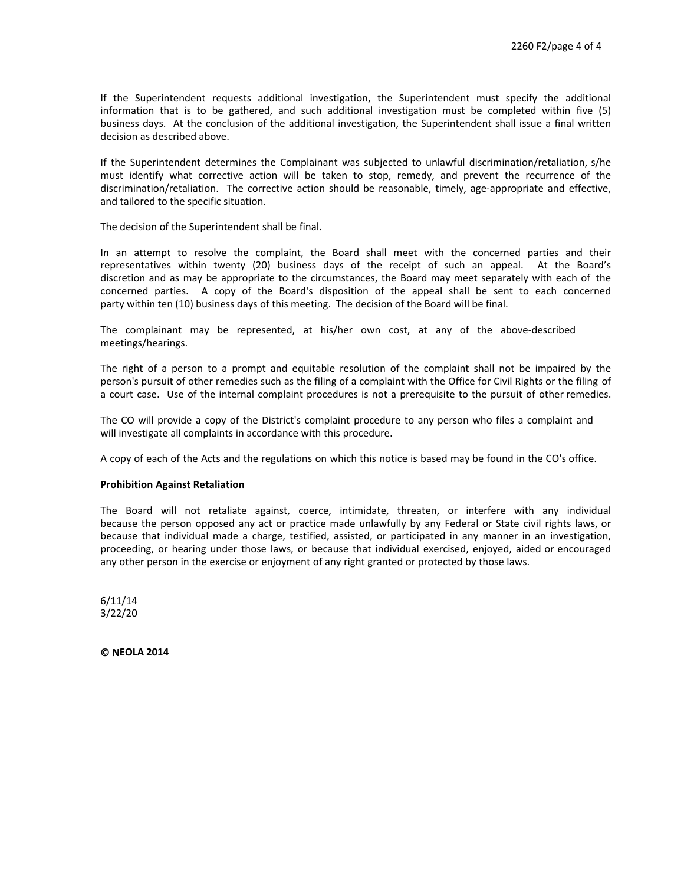If the Superintendent requests additional investigation, the Superintendent must specify the additional information that is to be gathered, and such additional investigation must be completed within five (5) business days. At the conclusion of the additional investigation, the Superintendent shall issue a final written decision as described above.

If the Superintendent determines the Complainant was subjected to unlawful discrimination/retaliation, s/he must identify what corrective action will be taken to stop, remedy, and prevent the recurrence of the discrimination/retaliation. The corrective action should be reasonable, timely, age-appropriate and effective, and tailored to the specific situation.

The decision of the Superintendent shall be final.

In an attempt to resolve the complaint, the Board shall meet with the concerned parties and their representatives within twenty (20) business days of the receipt of such an appeal. At the Board's discretion and as may be appropriate to the circumstances, the Board may meet separately with each of the concerned parties. A copy of the Board's disposition of the appeal shall be sent to each concerned party within ten (10) business days of this meeting. The decision of the Board will be final.

The complainant may be represented, at his/her own cost, at any of the above-described meetings/hearings.

The right of a person to a prompt and equitable resolution of the complaint shall not be impaired by the person's pursuit of other remedies such as the filing of a complaint with the Office for Civil Rights or the filing of a court case. Use of the internal complaint procedures is not a prerequisite to the pursuit of other remedies.

The CO will provide a copy of the District's complaint procedure to any person who files a complaint and will investigate all complaints in accordance with this procedure.

A copy of each of the Acts and the regulations on which this notice is based may be found in the CO's office.

**Prohibition Against Retaliation**

The Board will not retaliate against, coerce, intimidate, threaten, or interfere with any individual because the person opposed any act or practice made unlawfully by any Federal or State civil rights laws, or because that individual made a charge, testified, assisted, or participated in any manner in an investigation, proceeding, or hearing under those laws, or because that individual exercised, enjoyed, aided or encouraged any other person in the exercise or enjoyment of any right granted or protected by those laws.

6/11/14
3/22/20

**© NEOLA 2014**